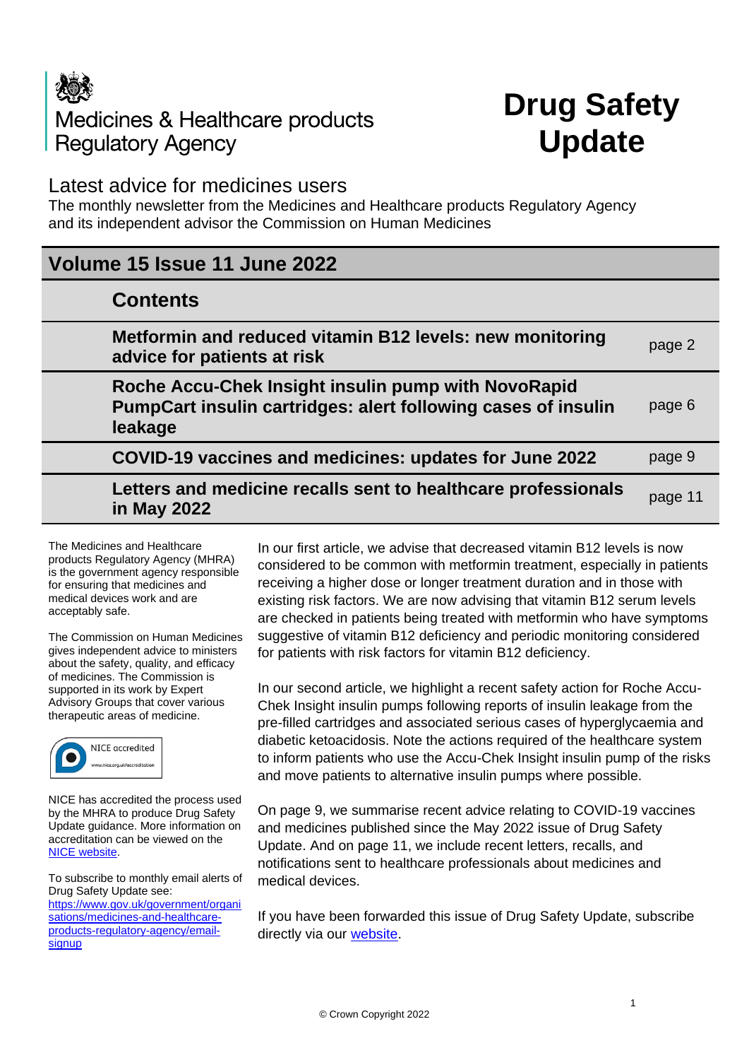Medicines & Healthcare products Regulatory Agency

# Drug Safety Update

## Latest advice for medicines users

The monthly newsletter from the Medicines and Healthcare products Regulatory Agency and its independent advisor the Commission on Human Medicines

## Volume 15 Issue 11 June 2022

| Contents | |
|---|---|
| **Metformin and reduced vitamin B12 levels: new monitoring advice for patients at risk** | page 2 |
| **Roche Accu-Chek Insight insulin pump with NovoRapid PumpCart insulin cartridges: alert following cases of insulin leakage** | page 6 |
| **COVID-19 vaccines and medicines: updates for June 2022** | page 9 |
| **Letters and medicine recalls sent to healthcare professionals in May 2022** | page 11 |

In our first article, we advise that decreased vitamin B12 levels is now considered to be common with metformin treatment, especially in patients receiving a higher dose or longer treatment duration and in those with existing risk factors. We are now advising that vitamin B12 serum levels are checked in patients being treated with metformin who have symptoms suggestive of vitamin B12 deficiency and periodic monitoring considered for patients with risk factors for vitamin B12 deficiency.

In our second article, we highlight a recent safety action for Roche Accu-Chek Insight insulin pumps following reports of insulin leakage from the pre-filled cartridges and associated serious cases of hyperglycaemia and diabetic ketoacidosis. Note the actions required of the healthcare system to inform patients who use the Accu-Chek Insight insulin pump of the risks and move patients to alternative insulin pumps where possible.

On page 9, we summarise recent advice relating to COVID-19 vaccines and medicines published since the May 2022 issue of Drug Safety Update. And on page 11, we include recent letters, recalls, and notifications sent to healthcare professionals about medicines and medical devices.

If you have been forwarded this issue of Drug Safety Update, subscribe directly via our [website](https://www.gov.uk/government/organisations/medicines-and-healthcare-products-regulatory-agency/email-signup).

The Medicines and Healthcare products Regulatory Agency (MHRA) is the government agency responsible for ensuring that medicines and medical devices work and are acceptably safe.

The Commission on Human Medicines gives independent advice to ministers about the safety, quality, and efficacy of medicines. The Commission is supported in its work by Expert Advisory Groups that cover various therapeutic areas of medicine.

NICE accredited
www.nice.org.uk/accreditation

NICE has accredited the process used by the MHRA to produce Drug Safety Update guidance. More information on accreditation can be viewed on the [NICE website](https://www.nice.org.uk/accreditation).

To subscribe to monthly email alerts of Drug Safety Update see:
[https://www.gov.uk/government/organisations/medicines-and-healthcare-products-regulatory-agency/email-signup](https://www.gov.uk/government/organisations/medicines-and-healthcare-products-regulatory-agency/email-signup)

© Crown Copyright 2022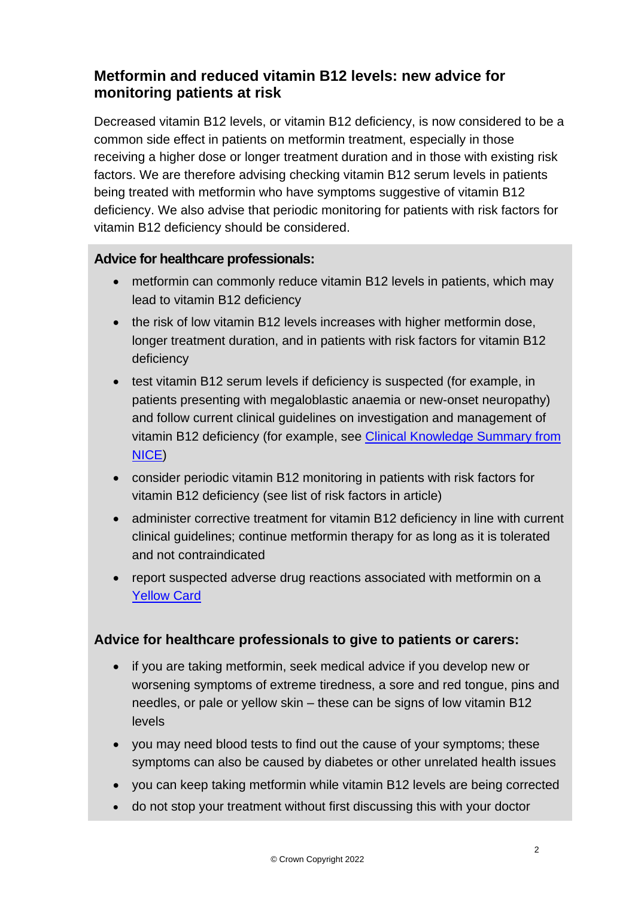## Metformin and reduced vitamin B12 levels: new advice for monitoring patients at risk

Decreased vitamin B12 levels, or vitamin B12 deficiency, is now considered to be a common side effect in patients on metformin treatment, especially in those receiving a higher dose or longer treatment duration and in those with existing risk factors. We are therefore advising checking vitamin B12 serum levels in patients being treated with metformin who have symptoms suggestive of vitamin B12 deficiency. We also advise that periodic monitoring for patients with risk factors for vitamin B12 deficiency should be considered.

### Advice for healthcare professionals:

- metformin can commonly reduce vitamin B12 levels in patients, which may lead to vitamin B12 deficiency
- the risk of low vitamin B12 levels increases with higher metformin dose, longer treatment duration, and in patients with risk factors for vitamin B12 deficiency
- test vitamin B12 serum levels if deficiency is suspected (for example, in patients presenting with megaloblastic anaemia or new-onset neuropathy) and follow current clinical guidelines on investigation and management of vitamin B12 deficiency (for example, see Clinical Knowledge Summary from NICE)
- consider periodic vitamin B12 monitoring in patients with risk factors for vitamin B12 deficiency (see list of risk factors in article)
- administer corrective treatment for vitamin B12 deficiency in line with current clinical guidelines; continue metformin therapy for as long as it is tolerated and not contraindicated
- report suspected adverse drug reactions associated with metformin on a Yellow Card

### Advice for healthcare professionals to give to patients or carers:

- if you are taking metformin, seek medical advice if you develop new or worsening symptoms of extreme tiredness, a sore and red tongue, pins and needles, or pale or yellow skin – these can be signs of low vitamin B12 levels
- you may need blood tests to find out the cause of your symptoms; these symptoms can also be caused by diabetes or other unrelated health issues
- you can keep taking metformin while vitamin B12 levels are being corrected
- do not stop your treatment without first discussing this with your doctor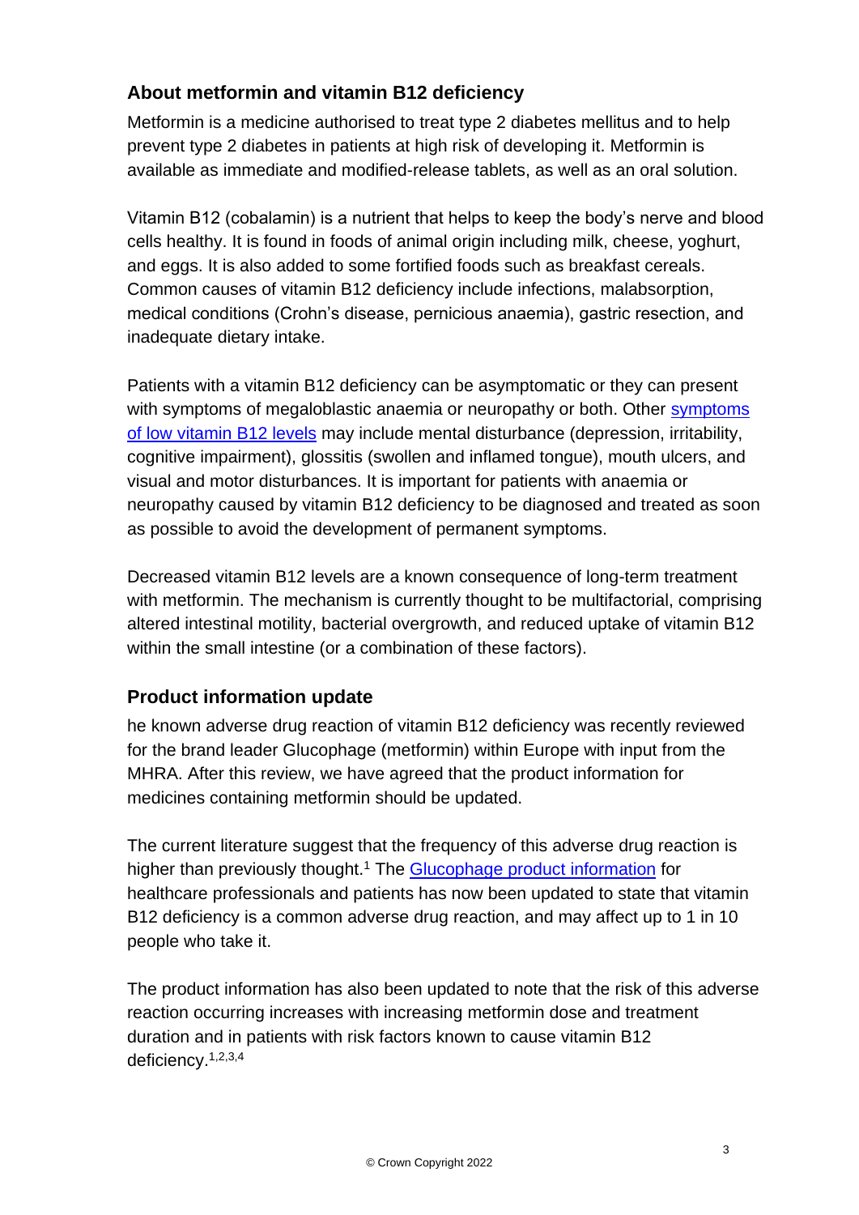## About metformin and vitamin B12 deficiency

Metformin is a medicine authorised to treat type 2 diabetes mellitus and to help prevent type 2 diabetes in patients at high risk of developing it. Metformin is available as immediate and modified-release tablets, as well as an oral solution.

Vitamin B12 (cobalamin) is a nutrient that helps to keep the body's nerve and blood cells healthy. It is found in foods of animal origin including milk, cheese, yoghurt, and eggs. It is also added to some fortified foods such as breakfast cereals. Common causes of vitamin B12 deficiency include infections, malabsorption, medical conditions (Crohn's disease, pernicious anaemia), gastric resection, and inadequate dietary intake.

Patients with a vitamin B12 deficiency can be asymptomatic or they can present with symptoms of megaloblastic anaemia or neuropathy or both. Other symptoms of low vitamin B12 levels may include mental disturbance (depression, irritability, cognitive impairment), glossitis (swollen and inflamed tongue), mouth ulcers, and visual and motor disturbances. It is important for patients with anaemia or neuropathy caused by vitamin B12 deficiency to be diagnosed and treated as soon as possible to avoid the development of permanent symptoms.

Decreased vitamin B12 levels are a known consequence of long-term treatment with metformin. The mechanism is currently thought to be multifactorial, comprising altered intestinal motility, bacterial overgrowth, and reduced uptake of vitamin B12 within the small intestine (or a combination of these factors).

## Product information update

he known adverse drug reaction of vitamin B12 deficiency was recently reviewed for the brand leader Glucophage (metformin) within Europe with input from the MHRA. After this review, we have agreed that the product information for medicines containing metformin should be updated.

The current literature suggest that the frequency of this adverse drug reaction is higher than previously thought.[1] The Glucophage product information for healthcare professionals and patients has now been updated to state that vitamin B12 deficiency is a common adverse drug reaction, and may affect up to 1 in 10 people who take it.

The product information has also been updated to note that the risk of this adverse reaction occurring increases with increasing metformin dose and treatment duration and in patients with risk factors known to cause vitamin B12 deficiency.[1,2,3,4]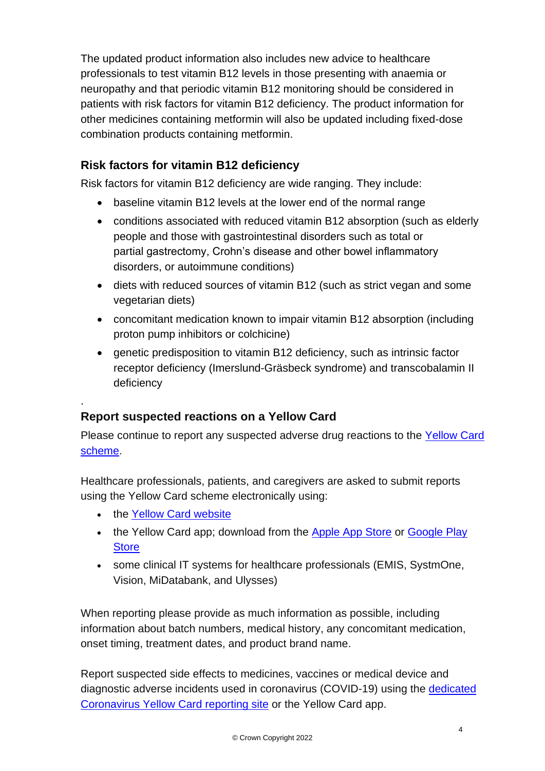The updated product information also includes new advice to healthcare professionals to test vitamin B12 levels in those presenting with anaemia or neuropathy and that periodic vitamin B12 monitoring should be considered in patients with risk factors for vitamin B12 deficiency. The product information for other medicines containing metformin will also be updated including fixed-dose combination products containing metformin.

## Risk factors for vitamin B12 deficiency

Risk factors for vitamin B12 deficiency are wide ranging. They include:

- baseline vitamin B12 levels at the lower end of the normal range
- conditions associated with reduced vitamin B12 absorption (such as elderly people and those with gastrointestinal disorders such as total or partial gastrectomy, Crohn's disease and other bowel inflammatory disorders, or autoimmune conditions)
- diets with reduced sources of vitamin B12 (such as strict vegan and some vegetarian diets)
- concomitant medication known to impair vitamin B12 absorption (including proton pump inhibitors or colchicine)
- genetic predisposition to vitamin B12 deficiency, such as intrinsic factor receptor deficiency (Imerslund-Gräsbeck syndrome) and transcobalamin II deficiency

.

## Report suspected reactions on a Yellow Card

Please continue to report any suspected adverse drug reactions to the Yellow Card scheme.

Healthcare professionals, patients, and caregivers are asked to submit reports using the Yellow Card scheme electronically using:

- the Yellow Card website
- the Yellow Card app; download from the Apple App Store or Google Play Store
- some clinical IT systems for healthcare professionals (EMIS, SystmOne, Vision, MiDatabank, and Ulysses)

When reporting please provide as much information as possible, including information about batch numbers, medical history, any concomitant medication, onset timing, treatment dates, and product brand name.

Report suspected side effects to medicines, vaccines or medical device and diagnostic adverse incidents used in coronavirus (COVID-19) using the dedicated Coronavirus Yellow Card reporting site or the Yellow Card app.

© Crown Copyright 2022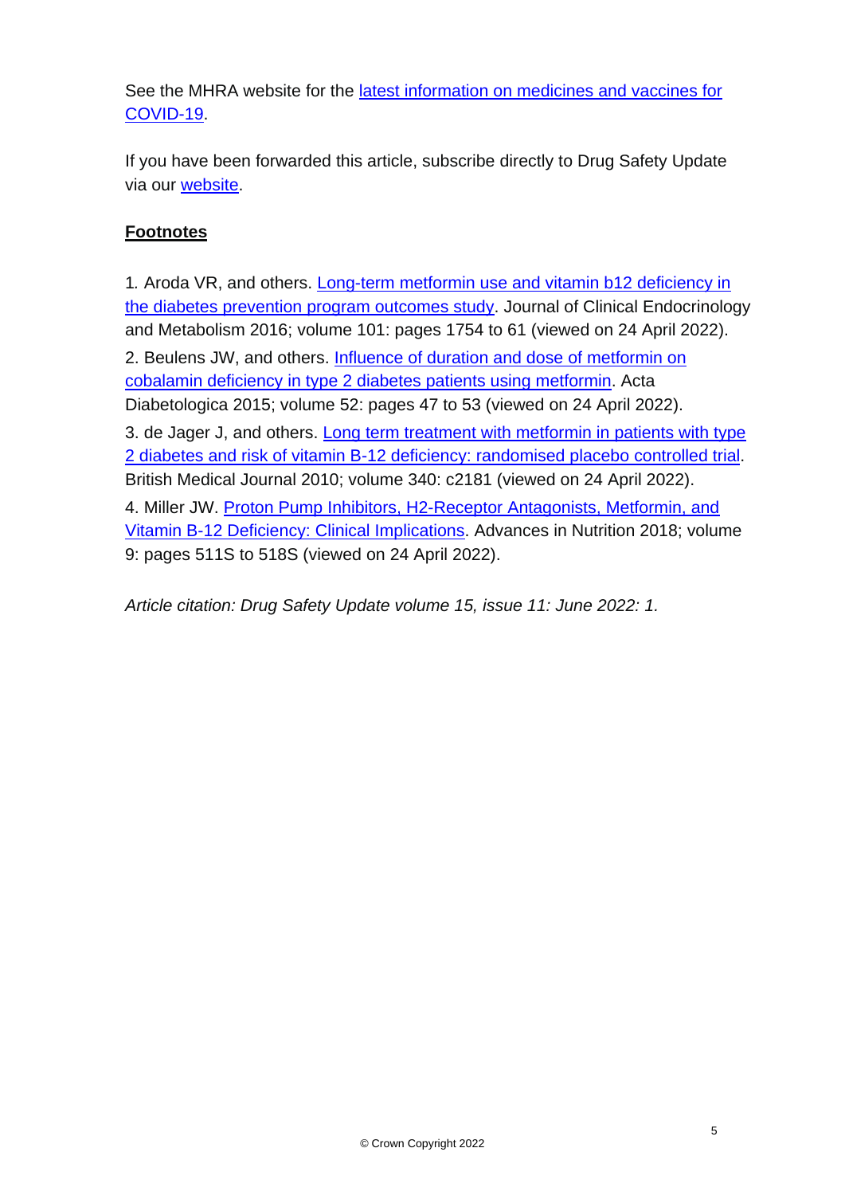See the MHRA website for the [latest information on medicines and vaccines for COVID-19](#).

If you have been forwarded this article, subscribe directly to Drug Safety Update via our [website](#).

**Footnotes**

1. Aroda VR, and others. [Long-term metformin use and vitamin b12 deficiency in the diabetes prevention program outcomes study](#). Journal of Clinical Endocrinology and Metabolism 2016; volume 101: pages 1754 to 61 (viewed on 24 April 2022).
2. Beulens JW, and others. [Influence of duration and dose of metformin on cobalamin deficiency in type 2 diabetes patients using metformin](#). Acta Diabetologica 2015; volume 52: pages 47 to 53 (viewed on 24 April 2022).
3. de Jager J, and others. [Long term treatment with metformin in patients with type 2 diabetes and risk of vitamin B-12 deficiency: randomised placebo controlled trial](#). British Medical Journal 2010; volume 340: c2181 (viewed on 24 April 2022).
4. Miller JW. [Proton Pump Inhibitors, H2-Receptor Antagonists, Metformin, and Vitamin B-12 Deficiency: Clinical Implications](#). Advances in Nutrition 2018; volume 9: pages 511S to 518S (viewed on 24 April 2022).

*Article citation: Drug Safety Update volume 15, issue 11: June 2022: 1.*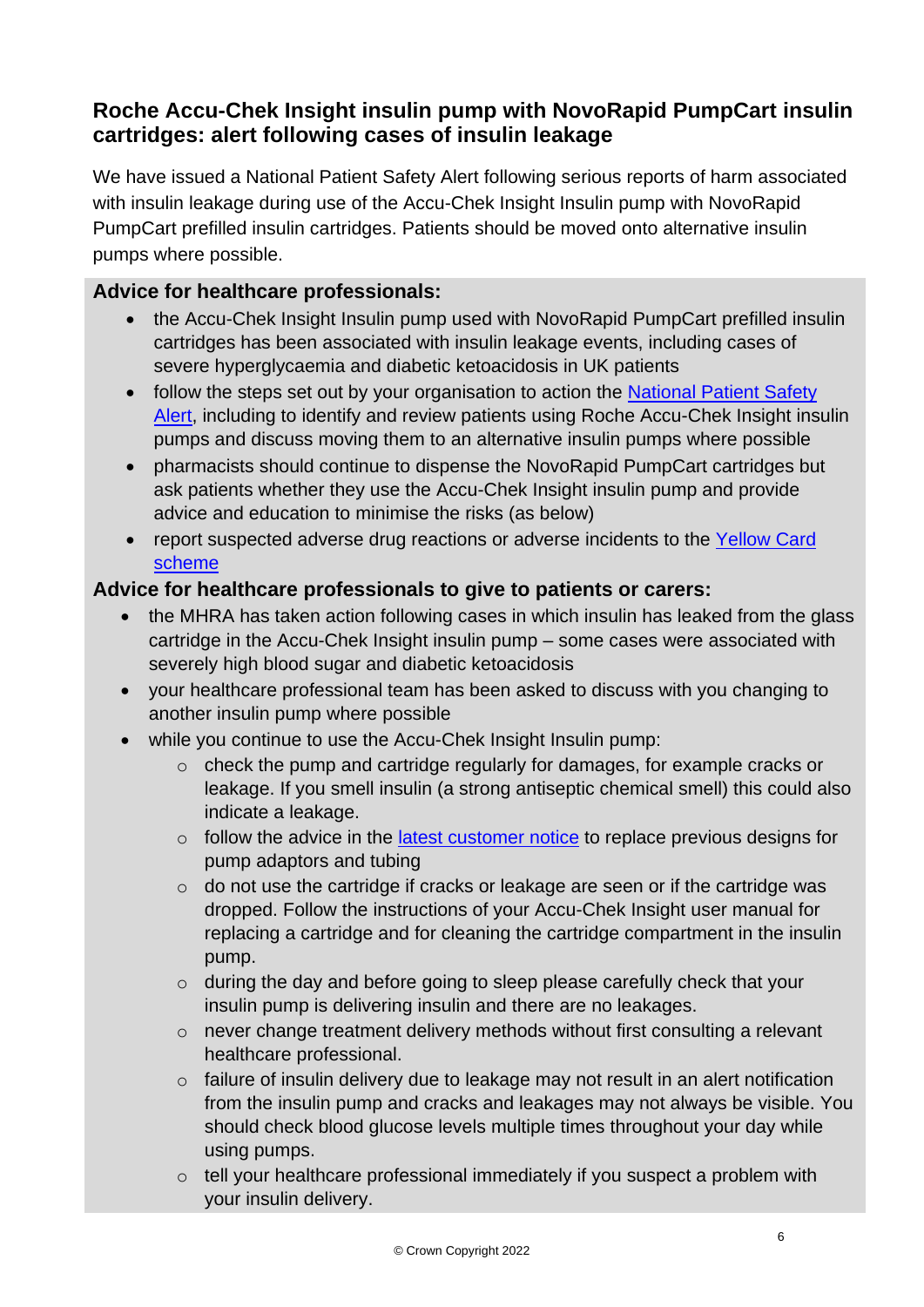## Roche Accu-Chek Insight insulin pump with NovoRapid PumpCart insulin cartridges: alert following cases of insulin leakage

We have issued a National Patient Safety Alert following serious reports of harm associated with insulin leakage during use of the Accu-Chek Insight Insulin pump with NovoRapid PumpCart prefilled insulin cartridges. Patients should be moved onto alternative insulin pumps where possible.

### Advice for healthcare professionals:

- the Accu-Chek Insight Insulin pump used with NovoRapid PumpCart prefilled insulin cartridges has been associated with insulin leakage events, including cases of severe hyperglycaemia and diabetic ketoacidosis in UK patients
- follow the steps set out by your organisation to action the National Patient Safety Alert, including to identify and review patients using Roche Accu-Chek Insight insulin pumps and discuss moving them to an alternative insulin pumps where possible
- pharmacists should continue to dispense the NovoRapid PumpCart cartridges but ask patients whether they use the Accu-Chek Insight insulin pump and provide advice and education to minimise the risks (as below)
- report suspected adverse drug reactions or adverse incidents to the Yellow Card scheme

### Advice for healthcare professionals to give to patients or carers:

- the MHRA has taken action following cases in which insulin has leaked from the glass cartridge in the Accu-Chek Insight insulin pump – some cases were associated with severely high blood sugar and diabetic ketoacidosis
- your healthcare professional team has been asked to discuss with you changing to another insulin pump where possible
- while you continue to use the Accu-Chek Insight Insulin pump:
  - check the pump and cartridge regularly for damages, for example cracks or leakage. If you smell insulin (a strong antiseptic chemical smell) this could also indicate a leakage.
  - follow the advice in the latest customer notice to replace previous designs for pump adaptors and tubing
  - do not use the cartridge if cracks or leakage are seen or if the cartridge was dropped. Follow the instructions of your Accu-Chek Insight user manual for replacing a cartridge and for cleaning the cartridge compartment in the insulin pump.
  - during the day and before going to sleep please carefully check that your insulin pump is delivering insulin and there are no leakages.
  - never change treatment delivery methods without first consulting a relevant healthcare professional.
  - failure of insulin delivery due to leakage may not result in an alert notification from the insulin pump and cracks and leakages may not always be visible. You should check blood glucose levels multiple times throughout your day while using pumps.
  - tell your healthcare professional immediately if you suspect a problem with your insulin delivery.

© Crown Copyright 2022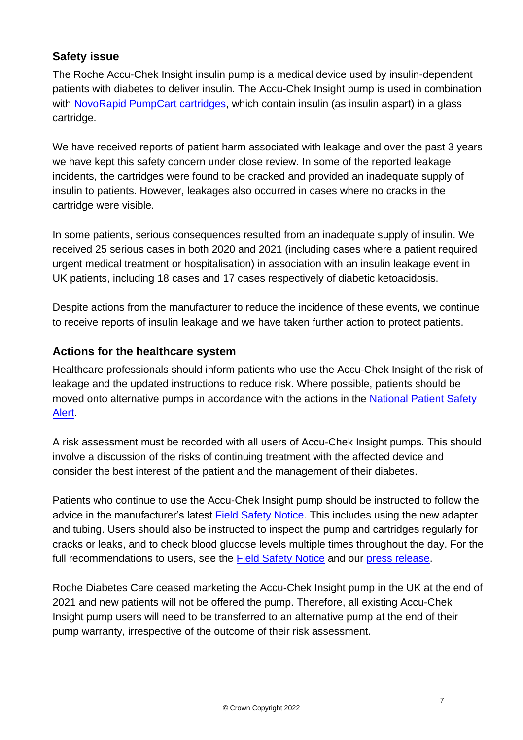## Safety issue

The Roche Accu-Chek Insight insulin pump is a medical device used by insulin-dependent patients with diabetes to deliver insulin. The Accu-Chek Insight pump is used in combination with NovoRapid PumpCart cartridges, which contain insulin (as insulin aspart) in a glass cartridge.

We have received reports of patient harm associated with leakage and over the past 3 years we have kept this safety concern under close review. In some of the reported leakage incidents, the cartridges were found to be cracked and provided an inadequate supply of insulin to patients. However, leakages also occurred in cases where no cracks in the cartridge were visible.

In some patients, serious consequences resulted from an inadequate supply of insulin. We received 25 serious cases in both 2020 and 2021 (including cases where a patient required urgent medical treatment or hospitalisation) in association with an insulin leakage event in UK patients, including 18 cases and 17 cases respectively of diabetic ketoacidosis.

Despite actions from the manufacturer to reduce the incidence of these events, we continue to receive reports of insulin leakage and we have taken further action to protect patients.

## Actions for the healthcare system

Healthcare professionals should inform patients who use the Accu-Chek Insight of the risk of leakage and the updated instructions to reduce risk. Where possible, patients should be moved onto alternative pumps in accordance with the actions in the National Patient Safety Alert.

A risk assessment must be recorded with all users of Accu-Chek Insight pumps. This should involve a discussion of the risks of continuing treatment with the affected device and consider the best interest of the patient and the management of their diabetes.

Patients who continue to use the Accu-Chek Insight pump should be instructed to follow the advice in the manufacturer's latest Field Safety Notice. This includes using the new adapter and tubing. Users should also be instructed to inspect the pump and cartridges regularly for cracks or leaks, and to check blood glucose levels multiple times throughout the day. For the full recommendations to users, see the Field Safety Notice and our press release.

Roche Diabetes Care ceased marketing the Accu-Chek Insight pump in the UK at the end of 2021 and new patients will not be offered the pump. Therefore, all existing Accu-Chek Insight pump users will need to be transferred to an alternative pump at the end of their pump warranty, irrespective of the outcome of their risk assessment.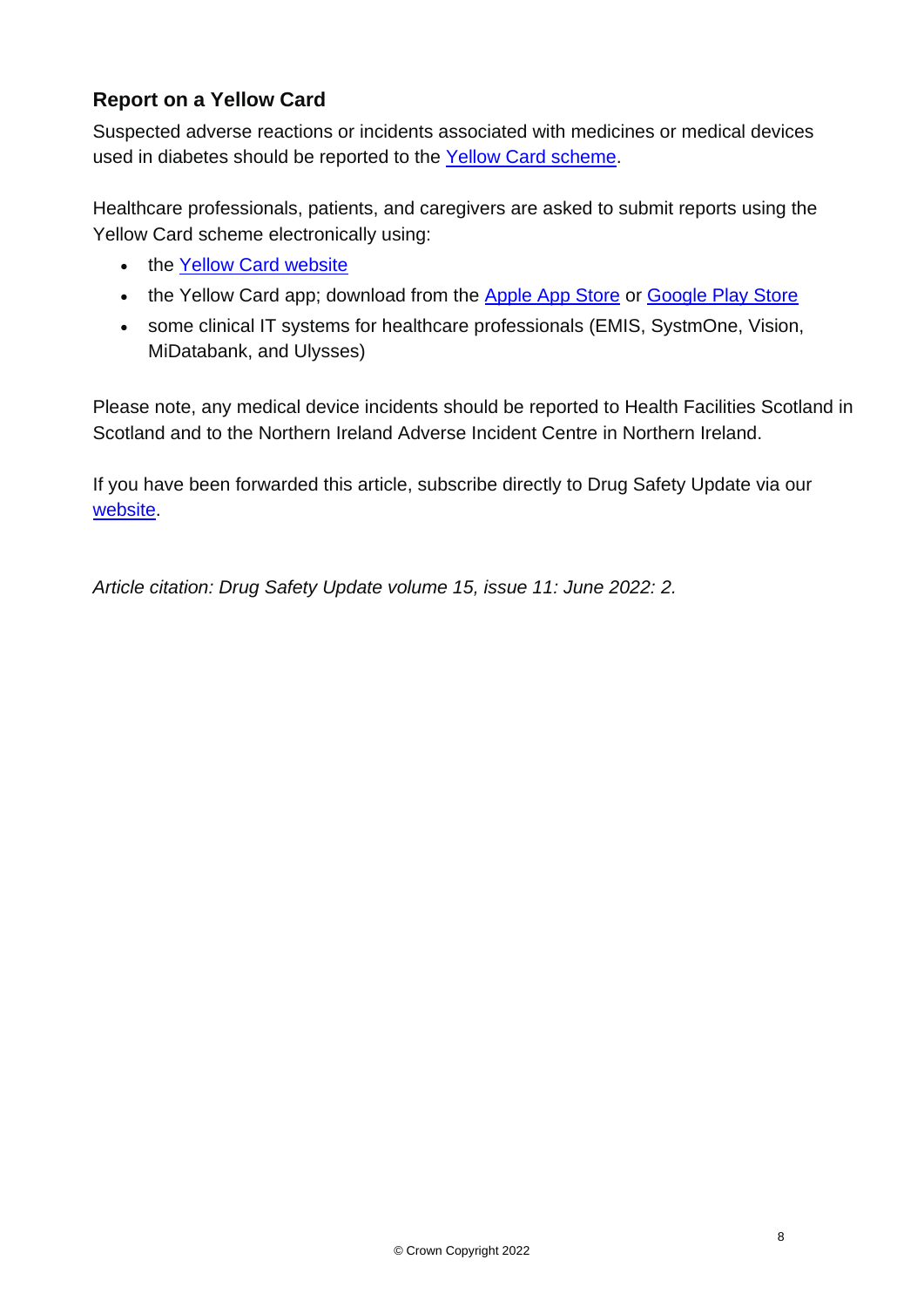### Report on a Yellow Card

Suspected adverse reactions or incidents associated with medicines or medical devices used in diabetes should be reported to the Yellow Card scheme.

Healthcare professionals, patients, and caregivers are asked to submit reports using the Yellow Card scheme electronically using:

- the Yellow Card website
- the Yellow Card app; download from the Apple App Store or Google Play Store
- some clinical IT systems for healthcare professionals (EMIS, SystmOne, Vision, MiDatabank, and Ulysses)

Please note, any medical device incidents should be reported to Health Facilities Scotland in Scotland and to the Northern Ireland Adverse Incident Centre in Northern Ireland.

If you have been forwarded this article, subscribe directly to Drug Safety Update via our website.

*Article citation: Drug Safety Update volume 15, issue 11: June 2022: 2.*

© Crown Copyright 2022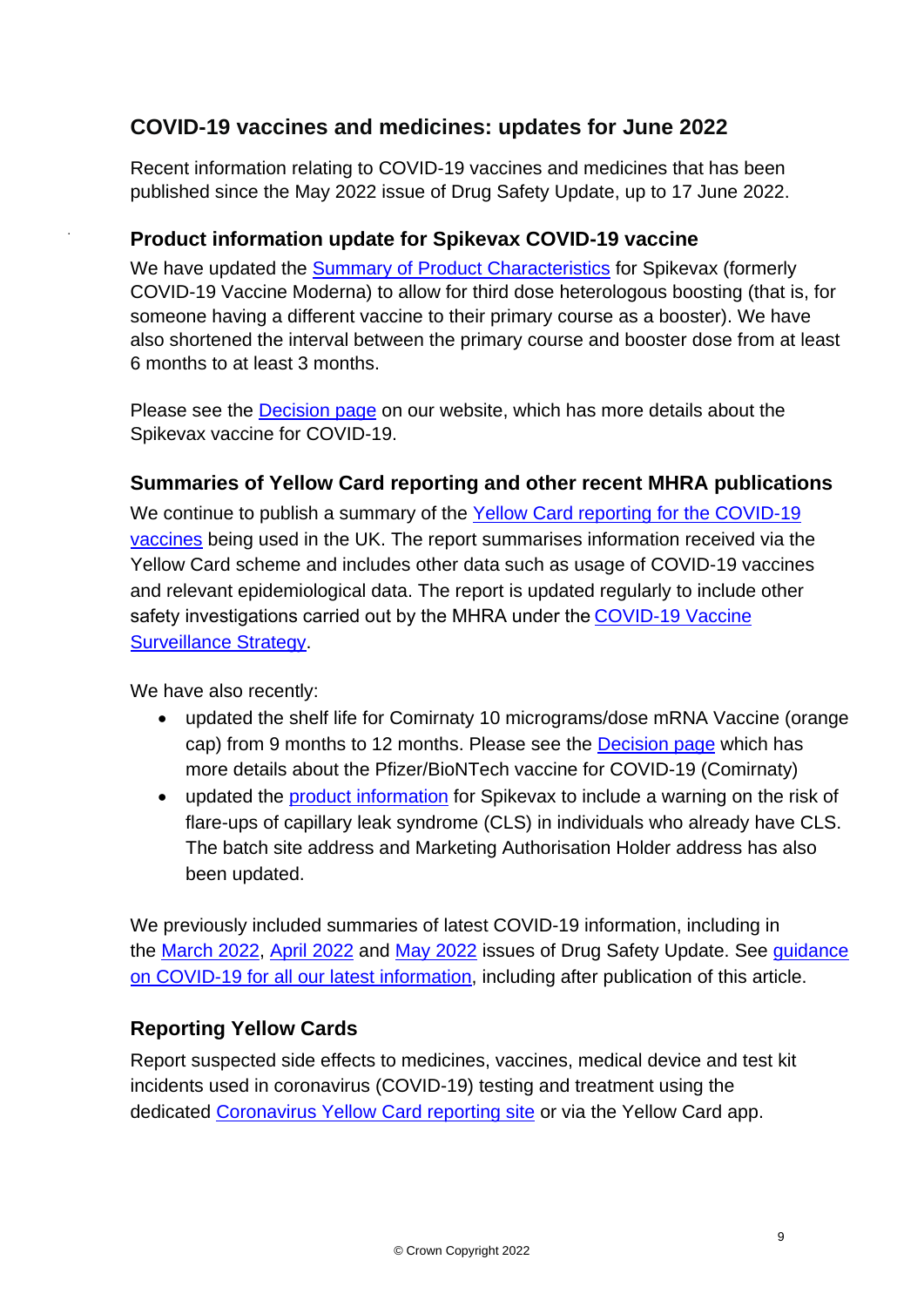## COVID-19 vaccines and medicines: updates for June 2022

Recent information relating to COVID-19 vaccines and medicines that has been published since the May 2022 issue of Drug Safety Update, up to 17 June 2022.

### Product information update for Spikevax COVID-19 vaccine

We have updated the Summary of Product Characteristics for Spikevax (formerly COVID-19 Vaccine Moderna) to allow for third dose heterologous boosting (that is, for someone having a different vaccine to their primary course as a booster). We have also shortened the interval between the primary course and booster dose from at least 6 months to at least 3 months.

Please see the Decision page on our website, which has more details about the Spikevax vaccine for COVID-19.

### Summaries of Yellow Card reporting and other recent MHRA publications

We continue to publish a summary of the Yellow Card reporting for the COVID-19 vaccines being used in the UK. The report summarises information received via the Yellow Card scheme and includes other data such as usage of COVID-19 vaccines and relevant epidemiological data. The report is updated regularly to include other safety investigations carried out by the MHRA under the COVID-19 Vaccine Surveillance Strategy.

We have also recently:

- updated the shelf life for Comirnaty 10 micrograms/dose mRNA Vaccine (orange cap) from 9 months to 12 months. Please see the Decision page which has more details about the Pfizer/BioNTech vaccine for COVID-19 (Comirnaty)
- updated the product information for Spikevax to include a warning on the risk of flare-ups of capillary leak syndrome (CLS) in individuals who already have CLS. The batch site address and Marketing Authorisation Holder address has also been updated.

We previously included summaries of latest COVID-19 information, including in the March 2022, April 2022 and May 2022 issues of Drug Safety Update. See guidance on COVID-19 for all our latest information, including after publication of this article.

### Reporting Yellow Cards

Report suspected side effects to medicines, vaccines, medical device and test kit incidents used in coronavirus (COVID-19) testing and treatment using the dedicated Coronavirus Yellow Card reporting site or via the Yellow Card app.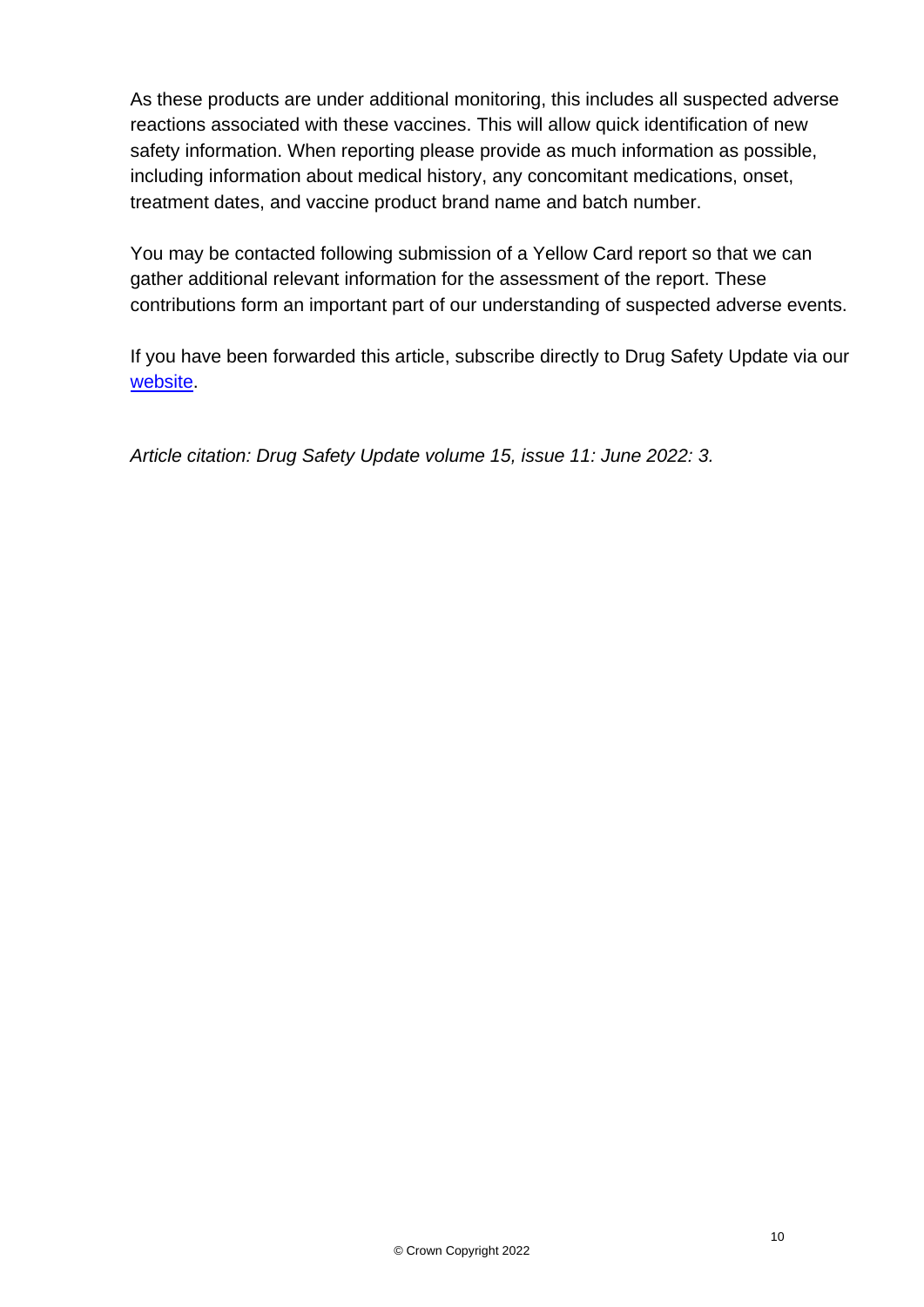As these products are under additional monitoring, this includes all suspected adverse reactions associated with these vaccines. This will allow quick identification of new safety information. When reporting please provide as much information as possible, including information about medical history, any concomitant medications, onset, treatment dates, and vaccine product brand name and batch number.

You may be contacted following submission of a Yellow Card report so that we can gather additional relevant information for the assessment of the report. These contributions form an important part of our understanding of suspected adverse events.

If you have been forwarded this article, subscribe directly to Drug Safety Update via our website.

*Article citation: Drug Safety Update volume 15, issue 11: June 2022: 3.*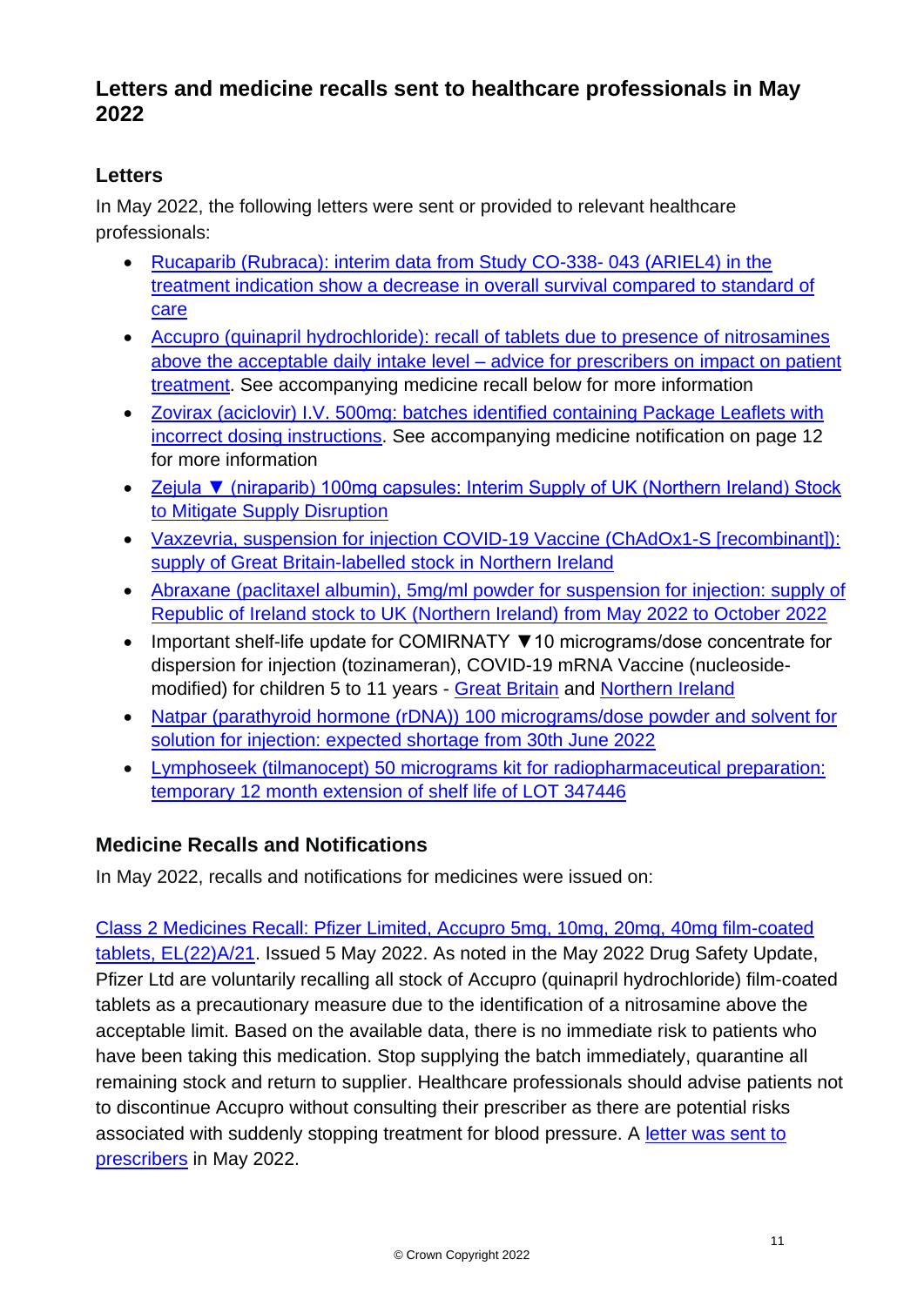## Letters and medicine recalls sent to healthcare professionals in May 2022

### Letters

In May 2022, the following letters were sent or provided to relevant healthcare professionals:

- Rucaparib (Rubraca): interim data from Study CO-338- 043 (ARIEL4) in the treatment indication show a decrease in overall survival compared to standard of care
- Accupro (quinapril hydrochloride): recall of tablets due to presence of nitrosamines above the acceptable daily intake level – advice for prescribers on impact on patient treatment. See accompanying medicine recall below for more information
- Zovirax (aciclovir) I.V. 500mg: batches identified containing Package Leaflets with incorrect dosing instructions. See accompanying medicine notification on page 12 for more information
- Zejula ▼ (niraparib) 100mg capsules: Interim Supply of UK (Northern Ireland) Stock to Mitigate Supply Disruption
- Vaxzevria, suspension for injection COVID-19 Vaccine (ChAdOx1-S [recombinant]): supply of Great Britain-labelled stock in Northern Ireland
- Abraxane (paclitaxel albumin), 5mg/ml powder for suspension for injection: supply of Republic of Ireland stock to UK (Northern Ireland) from May 2022 to October 2022
- Important shelf-life update for COMIRNATY ▼10 micrograms/dose concentrate for dispersion for injection (tozinameran), COVID-19 mRNA Vaccine (nucleoside-modified) for children 5 to 11 years - Great Britain and Northern Ireland
- Natpar (parathyroid hormone (rDNA)) 100 micrograms/dose powder and solvent for solution for injection: expected shortage from 30th June 2022
- Lymphoseek (tilmanocept) 50 micrograms kit for radiopharmaceutical preparation: temporary 12 month extension of shelf life of LOT 347446

### Medicine Recalls and Notifications

In May 2022, recalls and notifications for medicines were issued on:

Class 2 Medicines Recall: Pfizer Limited, Accupro 5mg, 10mg, 20mg, 40mg film-coated tablets, EL(22)A/21. Issued 5 May 2022. As noted in the May 2022 Drug Safety Update, Pfizer Ltd are voluntarily recalling all stock of Accupro (quinapril hydrochloride) film-coated tablets as a precautionary measure due to the identification of a nitrosamine above the acceptable limit. Based on the available data, there is no immediate risk to patients who have been taking this medication. Stop supplying the batch immediately, quarantine all remaining stock and return to supplier. Healthcare professionals should advise patients not to discontinue Accupro without consulting their prescriber as there are potential risks associated with suddenly stopping treatment for blood pressure. A letter was sent to prescribers in May 2022.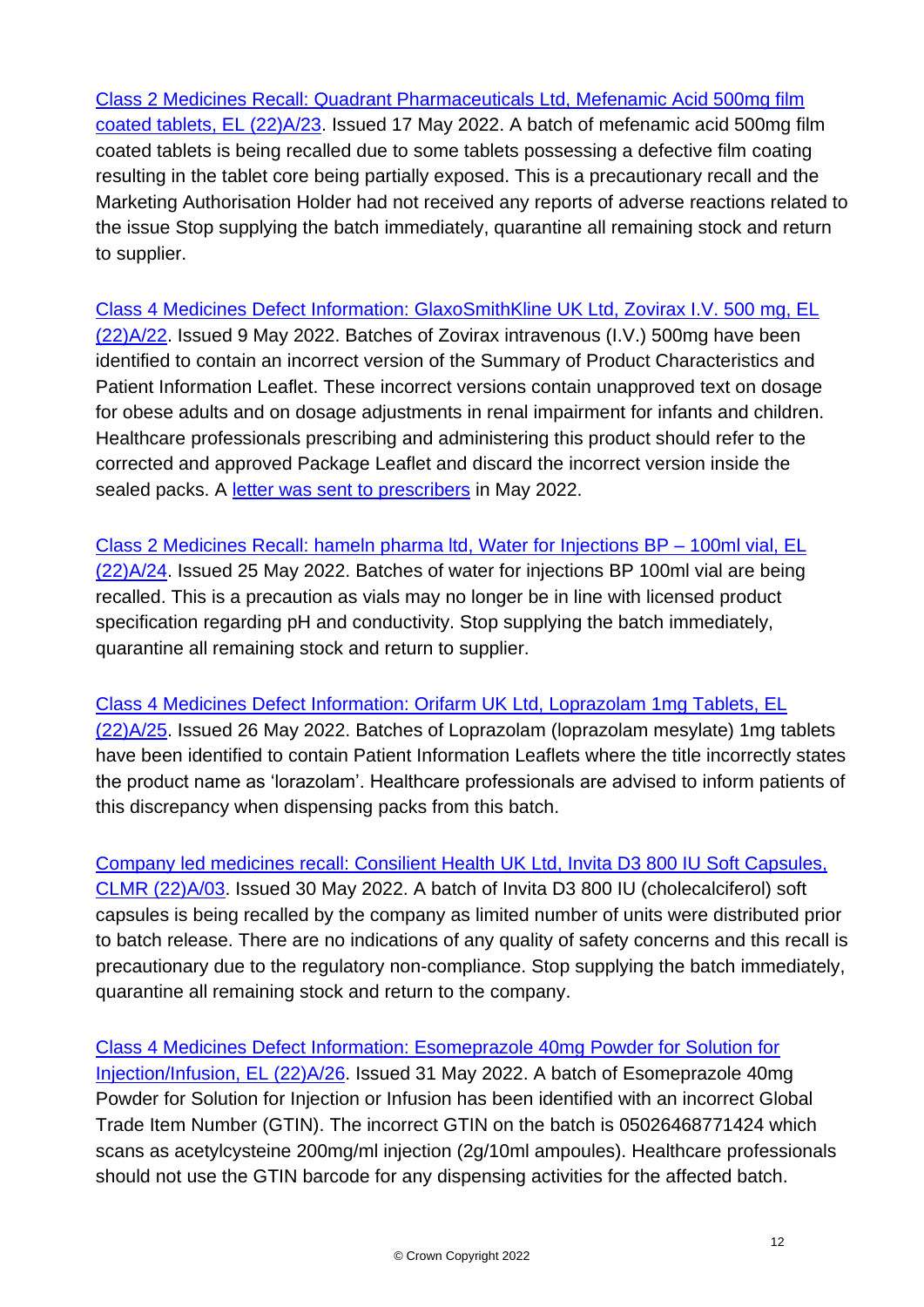[Class 2 Medicines Recall: Quadrant Pharmaceuticals Ltd, Mefenamic Acid 500mg film coated tablets, EL (22)A/23](). Issued 17 May 2022. A batch of mefenamic acid 500mg film coated tablets is being recalled due to some tablets possessing a defective film coating resulting in the tablet core being partially exposed. This is a precautionary recall and the Marketing Authorisation Holder had not received any reports of adverse reactions related to the issue Stop supplying the batch immediately, quarantine all remaining stock and return to supplier.

[Class 4 Medicines Defect Information: GlaxoSmithKline UK Ltd, Zovirax I.V. 500 mg, EL (22)A/22](). Issued 9 May 2022. Batches of Zovirax intravenous (I.V.) 500mg have been identified to contain an incorrect version of the Summary of Product Characteristics and Patient Information Leaflet. These incorrect versions contain unapproved text on dosage for obese adults and on dosage adjustments in renal impairment for infants and children. Healthcare professionals prescribing and administering this product should refer to the corrected and approved Package Leaflet and discard the incorrect version inside the sealed packs. A [letter was sent to prescribers]() in May 2022.

[Class 2 Medicines Recall: hameln pharma ltd, Water for Injections BP – 100ml vial, EL (22)A/24](). Issued 25 May 2022. Batches of water for injections BP 100ml vial are being recalled. This is a precaution as vials may no longer be in line with licensed product specification regarding pH and conductivity. Stop supplying the batch immediately, quarantine all remaining stock and return to supplier.

[Class 4 Medicines Defect Information: Orifarm UK Ltd, Loprazolam 1mg Tablets, EL (22)A/25](). Issued 26 May 2022. Batches of Loprazolam (loprazolam mesylate) 1mg tablets have been identified to contain Patient Information Leaflets where the title incorrectly states the product name as 'lorazolam'. Healthcare professionals are advised to inform patients of this discrepancy when dispensing packs from this batch.

[Company led medicines recall: Consilient Health UK Ltd, Invita D3 800 IU Soft Capsules, CLMR (22)A/03](). Issued 30 May 2022. A batch of Invita D3 800 IU (cholecalciferol) soft capsules is being recalled by the company as limited number of units were distributed prior to batch release. There are no indications of any quality of safety concerns and this recall is precautionary due to the regulatory non-compliance. Stop supplying the batch immediately, quarantine all remaining stock and return to the company.

[Class 4 Medicines Defect Information: Esomeprazole 40mg Powder for Solution for Injection/Infusion, EL (22)A/26](). Issued 31 May 2022. A batch of Esomeprazole 40mg Powder for Solution for Injection or Infusion has been identified with an incorrect Global Trade Item Number (GTIN). The incorrect GTIN on the batch is 05026468771424 which scans as acetylcysteine 200mg/ml injection (2g/10ml ampoules). Healthcare professionals should not use the GTIN barcode for any dispensing activities for the affected batch.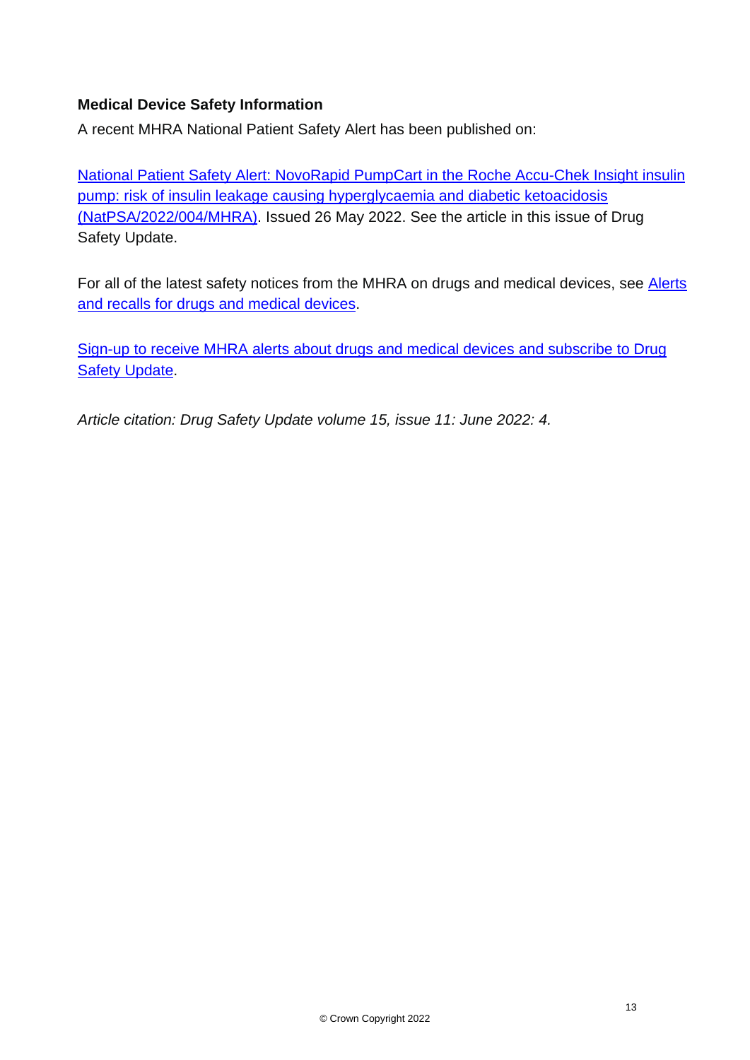### Medical Device Safety Information

A recent MHRA National Patient Safety Alert has been published on:

National Patient Safety Alert: NovoRapid PumpCart in the Roche Accu-Chek Insight insulin pump: risk of insulin leakage causing hyperglycaemia and diabetic ketoacidosis (NatPSA/2022/004/MHRA). Issued 26 May 2022. See the article in this issue of Drug Safety Update.

For all of the latest safety notices from the MHRA on drugs and medical devices, see Alerts and recalls for drugs and medical devices.

Sign-up to receive MHRA alerts about drugs and medical devices and subscribe to Drug Safety Update.

*Article citation: Drug Safety Update volume 15, issue 11: June 2022: 4.*

© Crown Copyright 2022